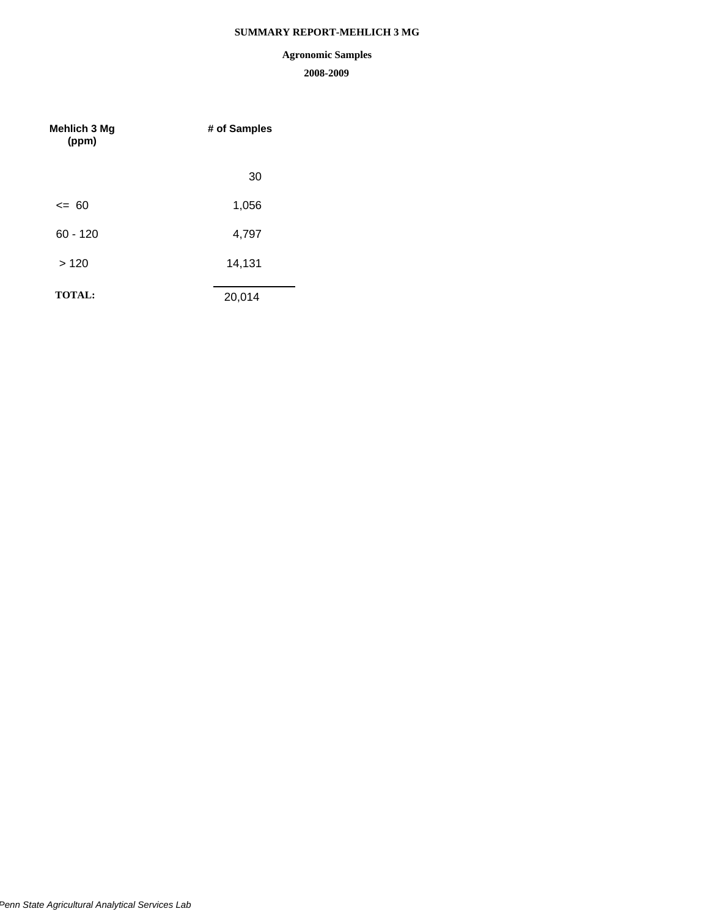**SUMMARY REPORT-MEHLICH 3 MG**

**Agronomic Samples**

**2008-2009**

| Mehlich 3 Mg (ppm) | # of Samples |
|---|---|
| | 30 |
| <=  60 | 1,056 |
| 60 - 120 | 4,797 |
| > 120 | 14,131 |
| **TOTAL:** | 20,014 |

*Penn State Agricultural Analytical Services Lab*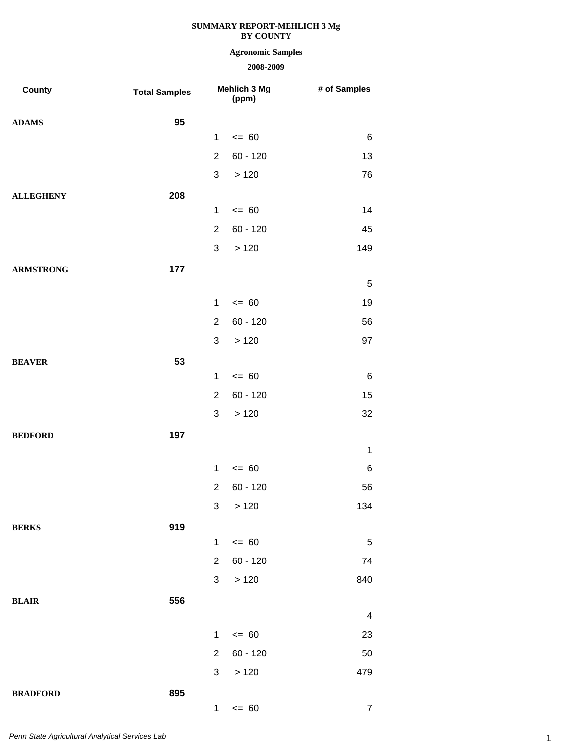**SUMMARY REPORT-MEHLICH 3 Mg**
**BY COUNTY**

**Agronomic Samples**

**2008-2009**

| County | Total Samples | Mehlich 3 Mg (ppm) | | # of Samples |
|---|---|---|---|---|
| **ADAMS** | **95** | | | |
| | | 1 | <= 60 | 6 |
| | | 2 | 60 - 120 | 13 |
| | | 3 | > 120 | 76 |
| **ALLEGHENY** | **208** | | | |
| | | 1 | <= 60 | 14 |
| | | 2 | 60 - 120 | 45 |
| | | 3 | > 120 | 149 |
| **ARMSTRONG** | **177** | | | |
| | | | | 5 |
| | | 1 | <= 60 | 19 |
| | | 2 | 60 - 120 | 56 |
| | | 3 | > 120 | 97 |
| **BEAVER** | **53** | | | |
| | | 1 | <= 60 | 6 |
| | | 2 | 60 - 120 | 15 |
| | | 3 | > 120 | 32 |
| **BEDFORD** | **197** | | | |
| | | | | 1 |
| | | 1 | <= 60 | 6 |
| | | 2 | 60 - 120 | 56 |
| | | 3 | > 120 | 134 |
| **BERKS** | **919** | | | |
| | | 1 | <= 60 | 5 |
| | | 2 | 60 - 120 | 74 |
| | | 3 | > 120 | 840 |
| **BLAIR** | **556** | | | |
| | | | | 4 |
| | | 1 | <= 60 | 23 |
| | | 2 | 60 - 120 | 50 |
| | | 3 | > 120 | 479 |
| **BRADFORD** | **895** | | | |
| | | 1 | <= 60 | 7 |

*Penn State Agricultural Analytical Services Lab*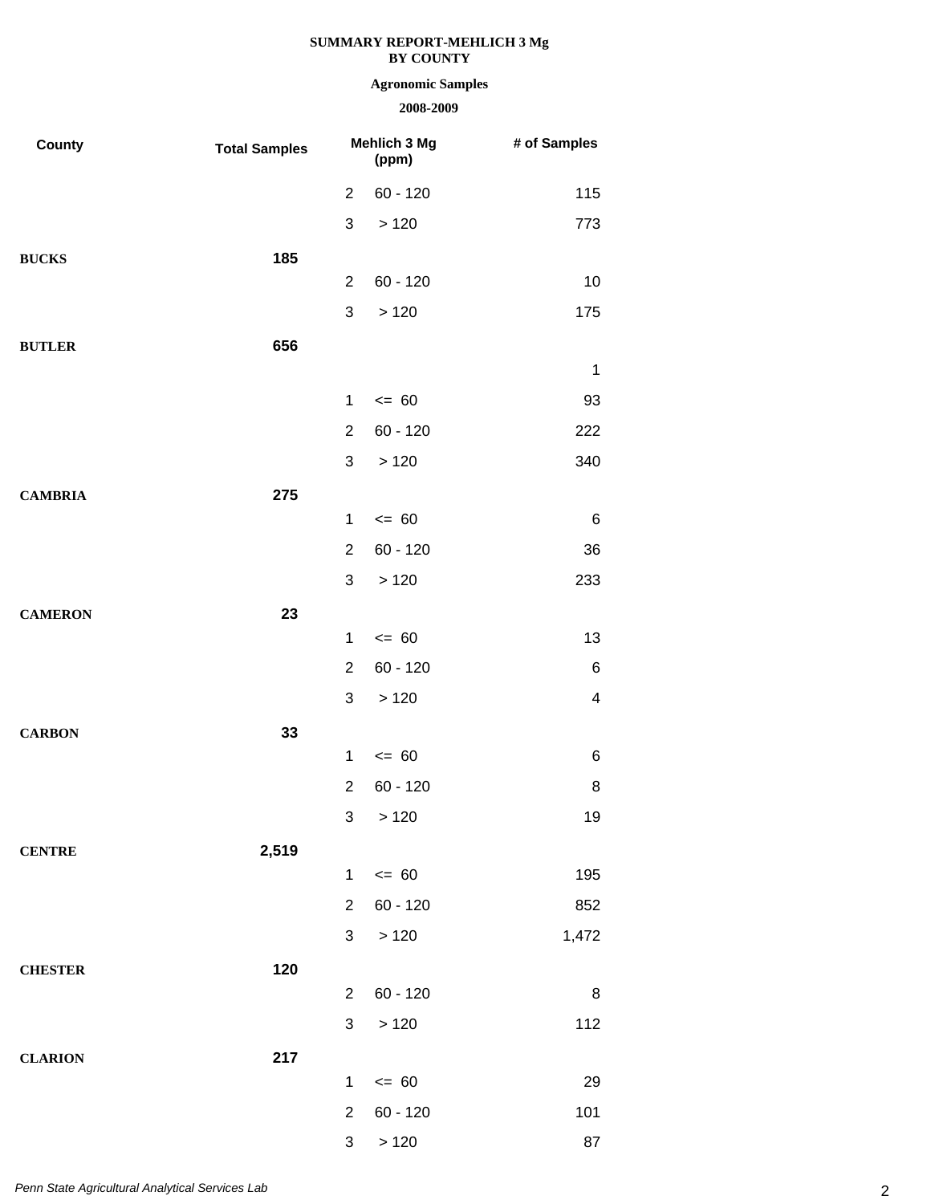**SUMMARY REPORT-MEHLICH 3 Mg**
**BY COUNTY**

**Agronomic Samples**

**2008-2009**

| County | Total Samples | Mehlich 3 Mg (ppm) | | # of Samples |
|---|---|---|---|---|
| | | 2 | 60 - 120 | 115 |
| | | 3 | > 120 | 773 |
| **BUCKS** | **185** | | | |
| | | 2 | 60 - 120 | 10 |
| | | 3 | > 120 | 175 |
| **BUTLER** | **656** | | | |
| | | | | 1 |
| | | 1 | <= 60 | 93 |
| | | 2 | 60 - 120 | 222 |
| | | 3 | > 120 | 340 |
| **CAMBRIA** | **275** | | | |
| | | 1 | <= 60 | 6 |
| | | 2 | 60 - 120 | 36 |
| | | 3 | > 120 | 233 |
| **CAMERON** | **23** | | | |
| | | 1 | <= 60 | 13 |
| | | 2 | 60 - 120 | 6 |
| | | 3 | > 120 | 4 |
| **CARBON** | **33** | | | |
| | | 1 | <= 60 | 6 |
| | | 2 | 60 - 120 | 8 |
| | | 3 | > 120 | 19 |
| **CENTRE** | **2,519** | | | |
| | | 1 | <= 60 | 195 |
| | | 2 | 60 - 120 | 852 |
| | | 3 | > 120 | 1,472 |
| **CHESTER** | **120** | | | |
| | | 2 | 60 - 120 | 8 |
| | | 3 | > 120 | 112 |
| **CLARION** | **217** | | | |
| | | 1 | <= 60 | 29 |
| | | 2 | 60 - 120 | 101 |
| | | 3 | > 120 | 87 |

*Penn State Agricultural Analytical Services Lab*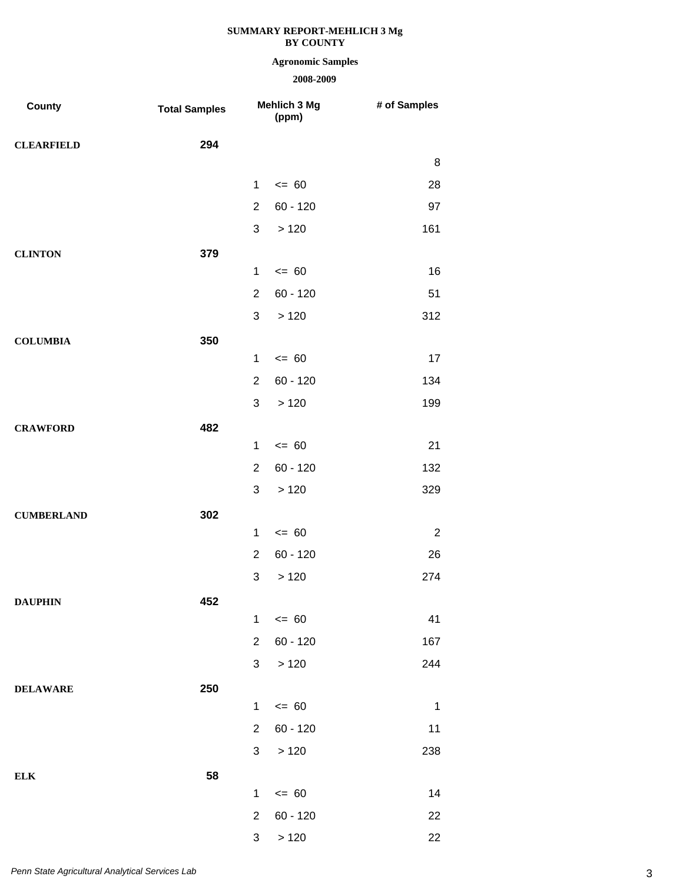**SUMMARY REPORT-MEHLICH 3 Mg**
**BY COUNTY**

**Agronomic Samples**

**2008-2009**

| County | Total Samples | Mehlich 3 Mg (ppm) | | # of Samples |
|---|---|---|---|---|
| **CLEARFIELD** | **294** | | | |
| | | | | 8 |
| | | 1 | <= 60 | 28 |
| | | 2 | 60 - 120 | 97 |
| | | 3 | > 120 | 161 |
| **CLINTON** | **379** | | | |
| | | 1 | <= 60 | 16 |
| | | 2 | 60 - 120 | 51 |
| | | 3 | > 120 | 312 |
| **COLUMBIA** | **350** | | | |
| | | 1 | <= 60 | 17 |
| | | 2 | 60 - 120 | 134 |
| | | 3 | > 120 | 199 |
| **CRAWFORD** | **482** | | | |
| | | 1 | <= 60 | 21 |
| | | 2 | 60 - 120 | 132 |
| | | 3 | > 120 | 329 |
| **CUMBERLAND** | **302** | | | |
| | | 1 | <= 60 | 2 |
| | | 2 | 60 - 120 | 26 |
| | | 3 | > 120 | 274 |
| **DAUPHIN** | **452** | | | |
| | | 1 | <= 60 | 41 |
| | | 2 | 60 - 120 | 167 |
| | | 3 | > 120 | 244 |
| **DELAWARE** | **250** | | | |
| | | 1 | <= 60 | 1 |
| | | 2 | 60 - 120 | 11 |
| | | 3 | > 120 | 238 |
| **ELK** | **58** | | | |
| | | 1 | <= 60 | 14 |
| | | 2 | 60 - 120 | 22 |
| | | 3 | > 120 | 22 |

*Penn State Agricultural Analytical Services Lab*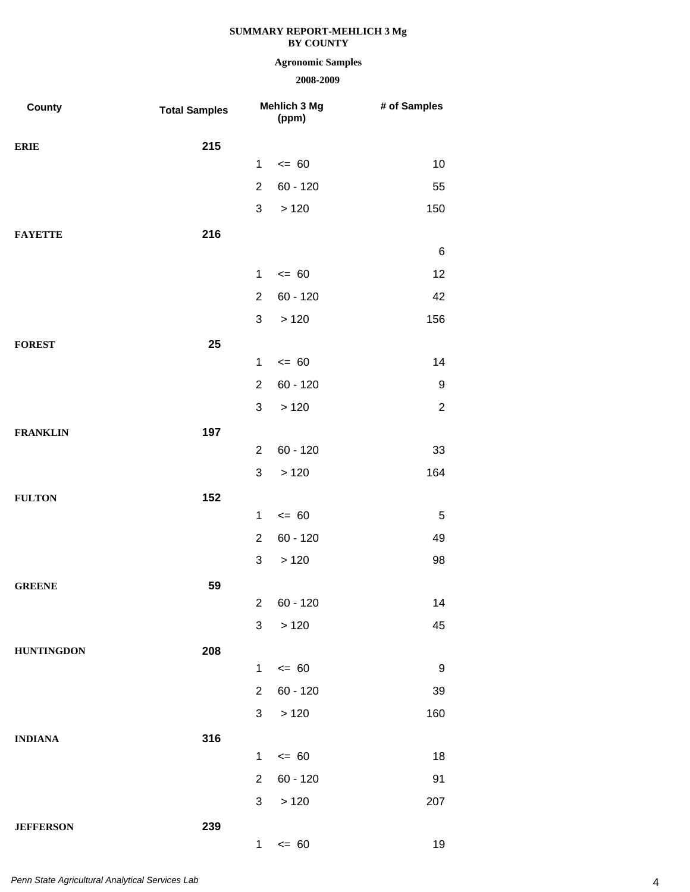**SUMMARY REPORT-MEHLICH 3 Mg**
**BY COUNTY**

**Agronomic Samples**

**2008-2009**

| County | Total Samples | Mehlich 3 Mg (ppm) | | # of Samples |
|---|---|---|---|---|
| **ERIE** | **215** | | | |
| | | 1 | <= 60 | 10 |
| | | 2 | 60 - 120 | 55 |
| | | 3 | > 120 | 150 |
| **FAYETTE** | **216** | | | |
| | | | | 6 |
| | | 1 | <= 60 | 12 |
| | | 2 | 60 - 120 | 42 |
| | | 3 | > 120 | 156 |
| **FOREST** | **25** | | | |
| | | 1 | <= 60 | 14 |
| | | 2 | 60 - 120 | 9 |
| | | 3 | > 120 | 2 |
| **FRANKLIN** | **197** | | | |
| | | 2 | 60 - 120 | 33 |
| | | 3 | > 120 | 164 |
| **FULTON** | **152** | | | |
| | | 1 | <= 60 | 5 |
| | | 2 | 60 - 120 | 49 |
| | | 3 | > 120 | 98 |
| **GREENE** | **59** | | | |
| | | 2 | 60 - 120 | 14 |
| | | 3 | > 120 | 45 |
| **HUNTINGDON** | **208** | | | |
| | | 1 | <= 60 | 9 |
| | | 2 | 60 - 120 | 39 |
| | | 3 | > 120 | 160 |
| **INDIANA** | **316** | | | |
| | | 1 | <= 60 | 18 |
| | | 2 | 60 - 120 | 91 |
| | | 3 | > 120 | 207 |
| **JEFFERSON** | **239** | | | |
| | | 1 | <= 60 | 19 |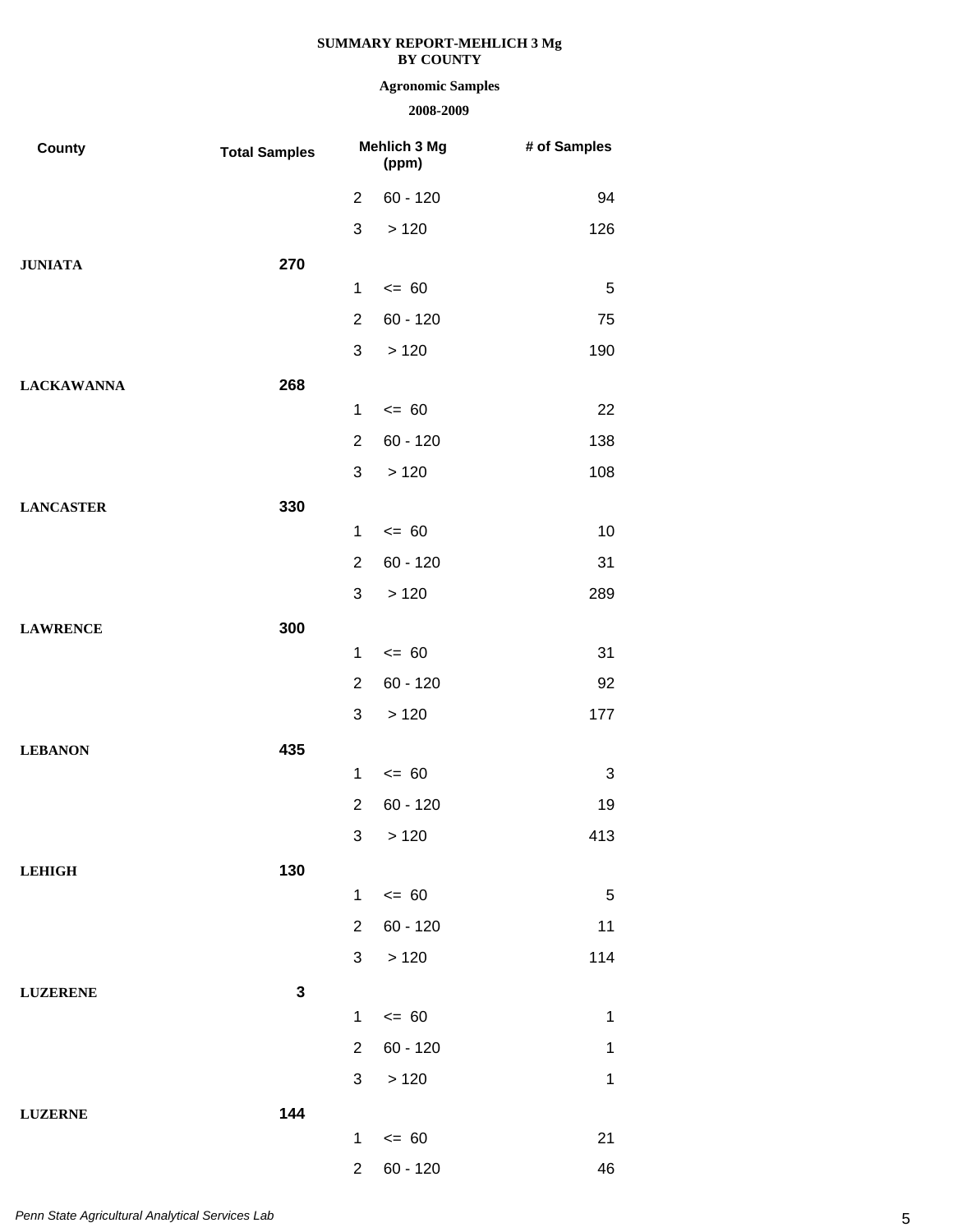**SUMMARY REPORT-MEHLICH 3 Mg**
**BY COUNTY**

**Agronomic Samples**

**2008-2009**

| County | Total Samples | Mehlich 3 Mg (ppm) | | # of Samples |
|---|---|---|---|---|
| | | 2 | 60 - 120 | 94 |
| | | 3 | > 120 | 126 |
| **JUNIATA** | **270** | | | |
| | | 1 | <= 60 | 5 |
| | | 2 | 60 - 120 | 75 |
| | | 3 | > 120 | 190 |
| **LACKAWANNA** | **268** | | | |
| | | 1 | <= 60 | 22 |
| | | 2 | 60 - 120 | 138 |
| | | 3 | > 120 | 108 |
| **LANCASTER** | **330** | | | |
| | | 1 | <= 60 | 10 |
| | | 2 | 60 - 120 | 31 |
| | | 3 | > 120 | 289 |
| **LAWRENCE** | **300** | | | |
| | | 1 | <= 60 | 31 |
| | | 2 | 60 - 120 | 92 |
| | | 3 | > 120 | 177 |
| **LEBANON** | **435** | | | |
| | | 1 | <= 60 | 3 |
| | | 2 | 60 - 120 | 19 |
| | | 3 | > 120 | 413 |
| **LEHIGH** | **130** | | | |
| | | 1 | <= 60 | 5 |
| | | 2 | 60 - 120 | 11 |
| | | 3 | > 120 | 114 |
| **LUZERENE** | **3** | | | |
| | | 1 | <= 60 | 1 |
| | | 2 | 60 - 120 | 1 |
| | | 3 | > 120 | 1 |
| **LUZERNE** | **144** | | | |
| | | 1 | <= 60 | 21 |
| | | 2 | 60 - 120 | 46 |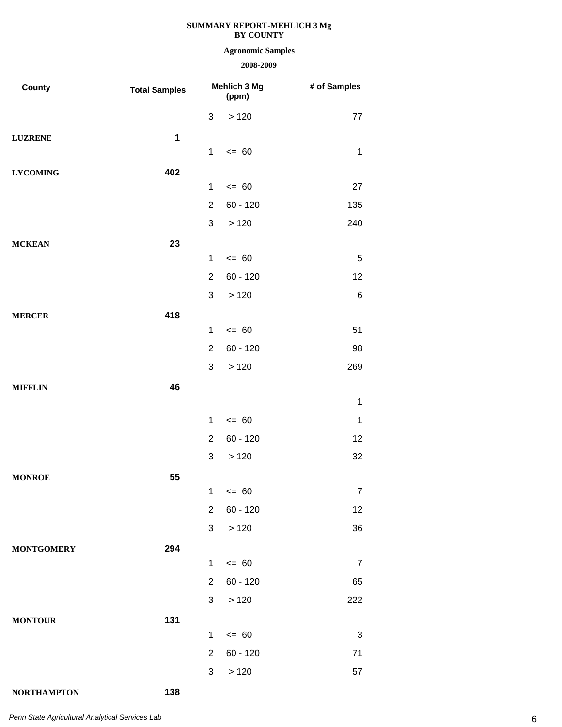**SUMMARY REPORT-MEHLICH 3 Mg**
**BY COUNTY**

**Agronomic Samples**

**2008-2009**

| County | Total Samples | | Mehlich 3 Mg (ppm) | # of Samples |
|---|---|---|---|---|
| | | 3 | > 120 | 77 |
| **LUZRENE** | **1** | | | |
| | | 1 | <= 60 | 1 |
| **LYCOMING** | **402** | | | |
| | | 1 | <= 60 | 27 |
| | | 2 | 60 - 120 | 135 |
| | | 3 | > 120 | 240 |
| **MCKEAN** | **23** | | | |
| | | 1 | <= 60 | 5 |
| | | 2 | 60 - 120 | 12 |
| | | 3 | > 120 | 6 |
| **MERCER** | **418** | | | |
| | | 1 | <= 60 | 51 |
| | | 2 | 60 - 120 | 98 |
| | | 3 | > 120 | 269 |
| **MIFFLIN** | **46** | | | |
| | | | | 1 |
| | | 1 | <= 60 | 1 |
| | | 2 | 60 - 120 | 12 |
| | | 3 | > 120 | 32 |
| **MONROE** | **55** | | | |
| | | 1 | <= 60 | 7 |
| | | 2 | 60 - 120 | 12 |
| | | 3 | > 120 | 36 |
| **MONTGOMERY** | **294** | | | |
| | | 1 | <= 60 | 7 |
| | | 2 | 60 - 120 | 65 |
| | | 3 | > 120 | 222 |
| **MONTOUR** | **131** | | | |
| | | 1 | <= 60 | 3 |
| | | 2 | 60 - 120 | 71 |
| | | 3 | > 120 | 57 |
| **NORTHAMPTON** | **138** | | | |

*Penn State Agricultural Analytical Services Lab*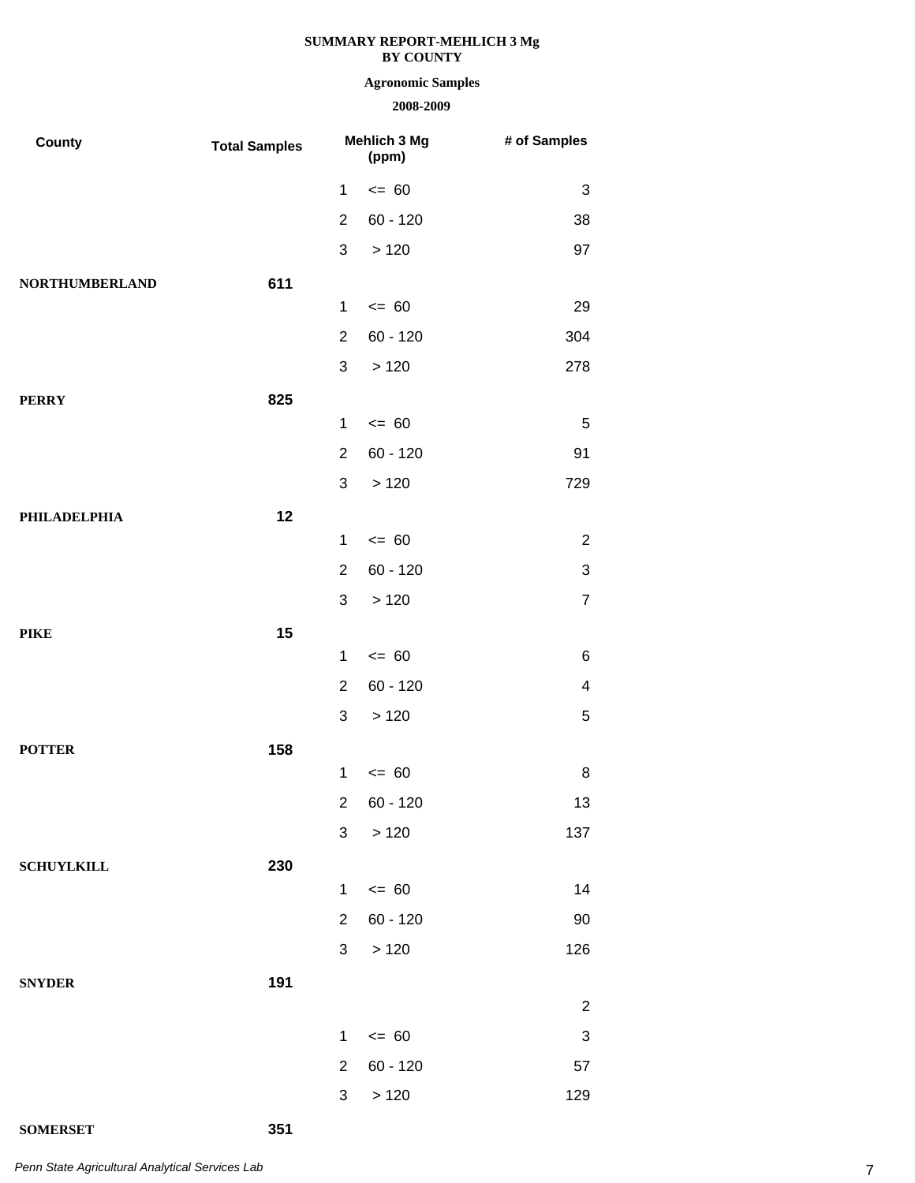**SUMMARY REPORT-MEHLICH 3 Mg**
**BY COUNTY**

**Agronomic Samples**

**2008-2009**

| County | Total Samples | Mehlich 3 Mg (ppm) | | # of Samples |
|---|---|---|---|---|
| | | 1 | <= 60 | 3 |
| | | 2 | 60 - 120 | 38 |
| | | 3 | > 120 | 97 |
| **NORTHUMBERLAND** | **611** | | | |
| | | 1 | <= 60 | 29 |
| | | 2 | 60 - 120 | 304 |
| | | 3 | > 120 | 278 |
| **PERRY** | **825** | | | |
| | | 1 | <= 60 | 5 |
| | | 2 | 60 - 120 | 91 |
| | | 3 | > 120 | 729 |
| **PHILADELPHIA** | **12** | | | |
| | | 1 | <= 60 | 2 |
| | | 2 | 60 - 120 | 3 |
| | | 3 | > 120 | 7 |
| **PIKE** | **15** | | | |
| | | 1 | <= 60 | 6 |
| | | 2 | 60 - 120 | 4 |
| | | 3 | > 120 | 5 |
| **POTTER** | **158** | | | |
| | | 1 | <= 60 | 8 |
| | | 2 | 60 - 120 | 13 |
| | | 3 | > 120 | 137 |
| **SCHUYLKILL** | **230** | | | |
| | | 1 | <= 60 | 14 |
| | | 2 | 60 - 120 | 90 |
| | | 3 | > 120 | 126 |
| **SNYDER** | **191** | | | |
| | | | | 2 |
| | | 1 | <= 60 | 3 |
| | | 2 | 60 - 120 | 57 |
| | | 3 | > 120 | 129 |
| **SOMERSET** | **351** | | | |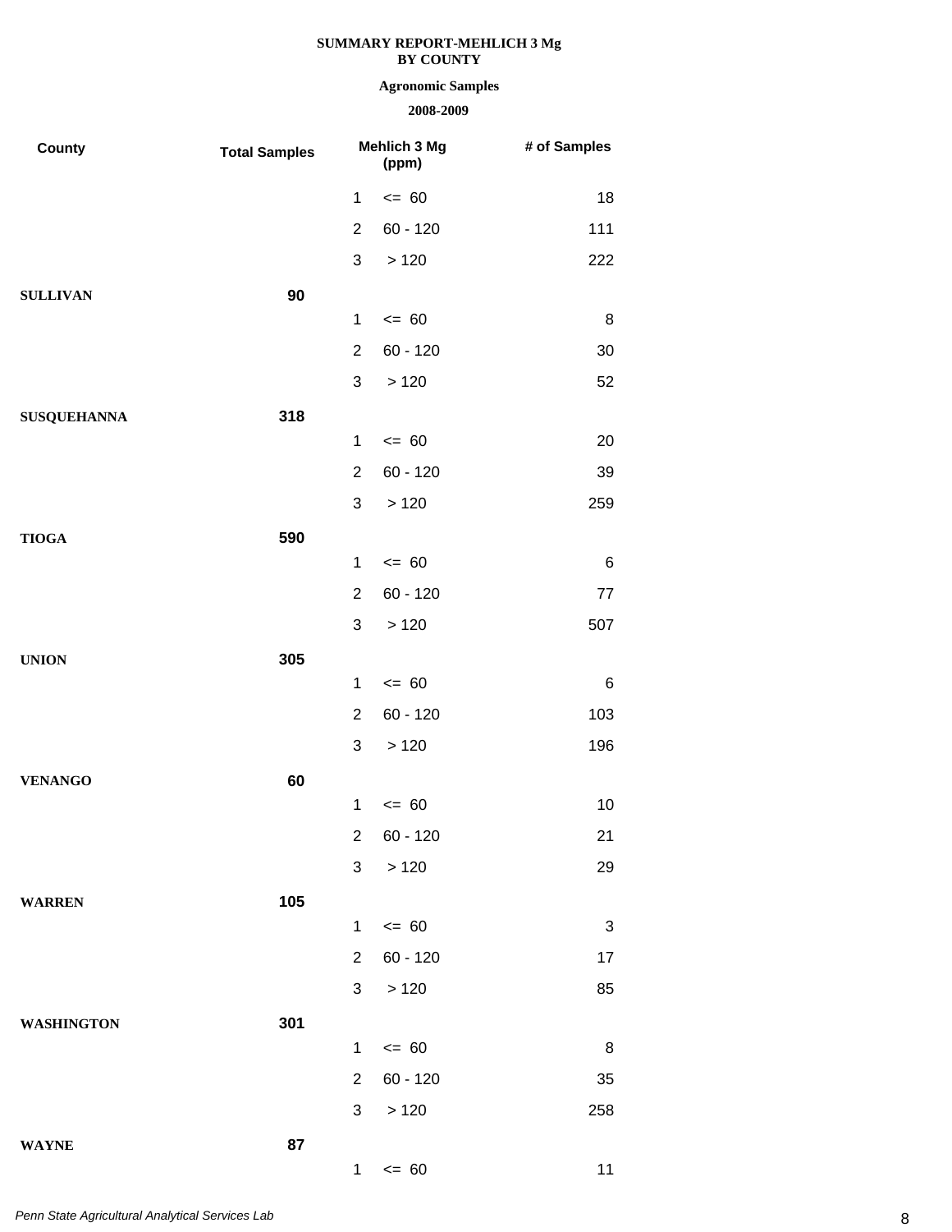**SUMMARY REPORT-MEHLICH 3 Mg**
**BY COUNTY**

**Agronomic Samples**

**2008-2009**

| County | Total Samples | Mehlich 3 Mg (ppm) | | # of Samples |
|---|---|---|---|---|
| | | 1 | <= 60 | 18 |
| | | 2 | 60 - 120 | 111 |
| | | 3 | > 120 | 222 |
| **SULLIVAN** | **90** | | | |
| | | 1 | <= 60 | 8 |
| | | 2 | 60 - 120 | 30 |
| | | 3 | > 120 | 52 |
| **SUSQUEHANNA** | **318** | | | |
| | | 1 | <= 60 | 20 |
| | | 2 | 60 - 120 | 39 |
| | | 3 | > 120 | 259 |
| **TIOGA** | **590** | | | |
| | | 1 | <= 60 | 6 |
| | | 2 | 60 - 120 | 77 |
| | | 3 | > 120 | 507 |
| **UNION** | **305** | | | |
| | | 1 | <= 60 | 6 |
| | | 2 | 60 - 120 | 103 |
| | | 3 | > 120 | 196 |
| **VENANGO** | **60** | | | |
| | | 1 | <= 60 | 10 |
| | | 2 | 60 - 120 | 21 |
| | | 3 | > 120 | 29 |
| **WARREN** | **105** | | | |
| | | 1 | <= 60 | 3 |
| | | 2 | 60 - 120 | 17 |
| | | 3 | > 120 | 85 |
| **WASHINGTON** | **301** | | | |
| | | 1 | <= 60 | 8 |
| | | 2 | 60 - 120 | 35 |
| | | 3 | > 120 | 258 |
| **WAYNE** | **87** | | | |
| | | 1 | <= 60 | 11 |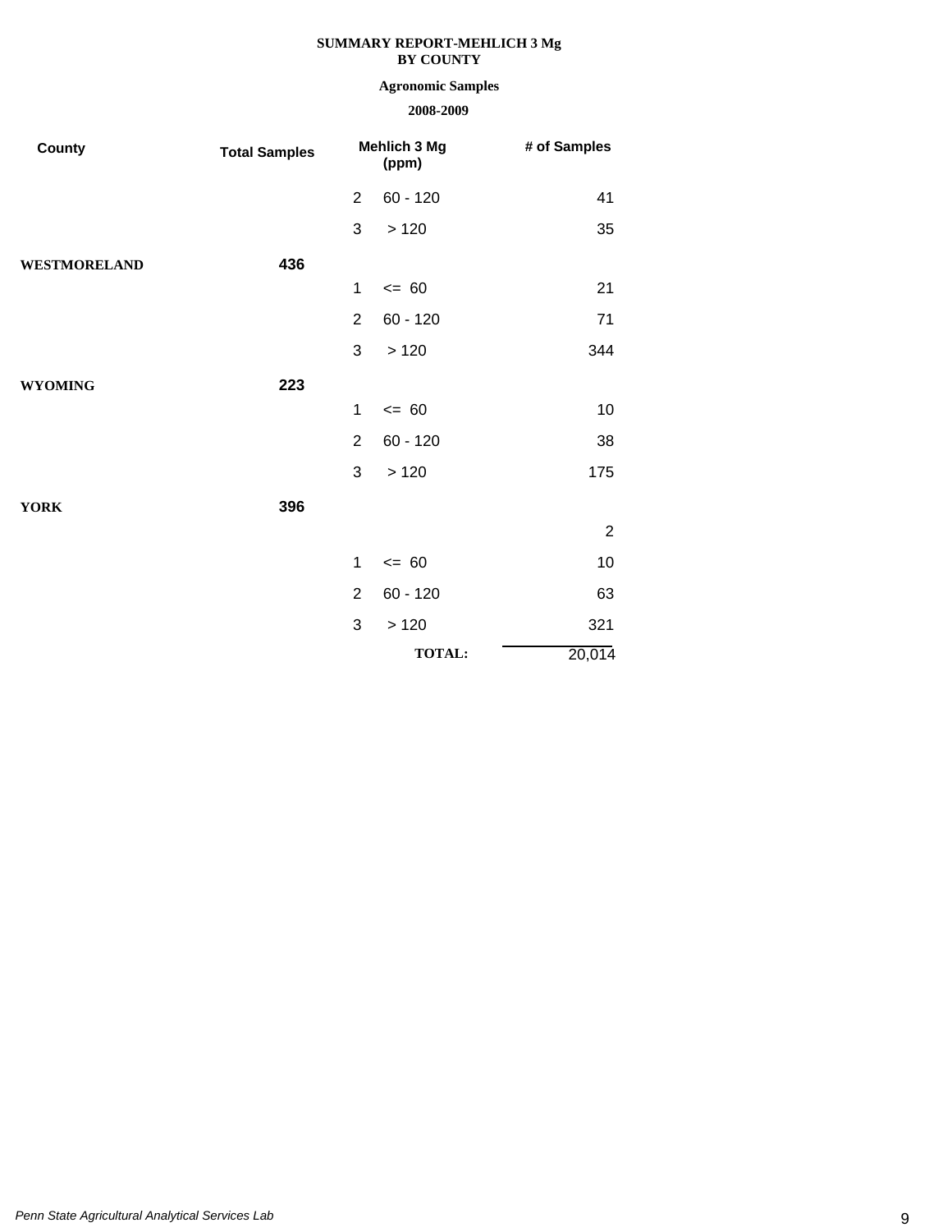**SUMMARY REPORT-MEHLICH 3 Mg**
**BY COUNTY**

**Agronomic Samples**

**2008-2009**

| County | Total Samples | Mehlich 3 Mg (ppm) | | # of Samples |
|---|---|---|---|---|
| | | 2 | 60 - 120 | 41 |
| | | 3 | > 120 | 35 |
| **WESTMORELAND** | **436** | | | |
| | | 1 | <= 60 | 21 |
| | | 2 | 60 - 120 | 71 |
| | | 3 | > 120 | 344 |
| **WYOMING** | **223** | | | |
| | | 1 | <= 60 | 10 |
| | | 2 | 60 - 120 | 38 |
| | | 3 | > 120 | 175 |
| **YORK** | **396** | | | |
| | | | | 2 |
| | | 1 | <= 60 | 10 |
| | | 2 | 60 - 120 | 63 |
| | | 3 | > 120 | 321 |
| | | | **TOTAL:** | 20,014 |

*Penn State Agricultural Analytical Services Lab*